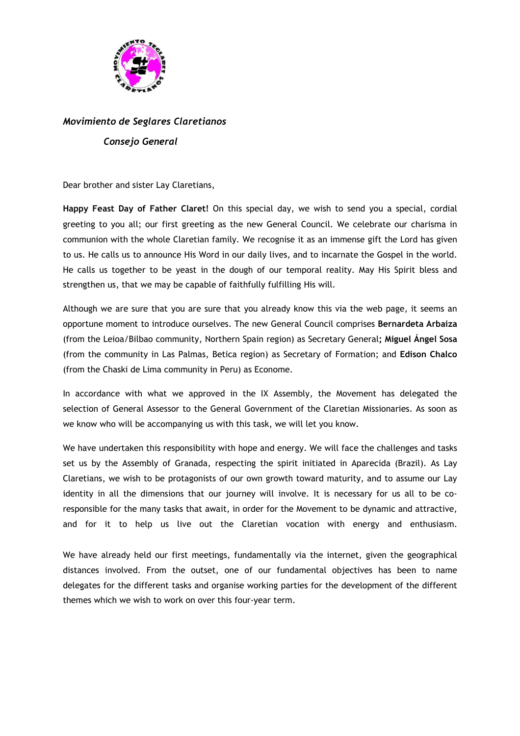*Movimiento de Seglares Claretianos*

*Consejo General*

Dear brother and sister Lay Claretians,

**Happy Feast Day of Father Claret!** On this special day, we wish to send you a special, cordial greeting to you all; our first greeting as the new General Council. We celebrate our charisma in communion with the whole Claretian family. We recognise it as an immense gift the Lord has given to us. He calls us to announce His Word in our daily lives, and to incarnate the Gospel in the world. He calls us together to be yeast in the dough of our temporal reality. May His Spirit bless and strengthen us, that we may be capable of faithfully fulfilling His will.

Although we are sure that you are sure that you already know this via the web page, it seems an opportune moment to introduce ourselves. The new General Council comprises **Bernardeta Arbaiza** (from the Leioa/Bilbao community, Northern Spain region) as Secretary General**; Miguel Ángel Sosa** (from the community in Las Palmas, Betica region) as Secretary of Formation; and **Edison Chalco** (from the Chaski de Lima community in Peru) as Econome.

In accordance with what we approved in the IX Assembly, the Movement has delegated the selection of General Assessor to the General Government of the Claretian Missionaries. As soon as we know who will be accompanying us with this task, we will let you know.

We have undertaken this responsibility with hope and energy. We will face the challenges and tasks set us by the Assembly of Granada, respecting the spirit initiated in Aparecida (Brazil). As Lay Claretians, we wish to be protagonists of our own growth toward maturity, and to assume our Lay identity in all the dimensions that our journey will involve. It is necessary for us all to be co-responsible for the many tasks that await, in order for the Movement to be dynamic and attractive, and for it to help us live out the Claretian vocation with energy and enthusiasm.

We have already held our first meetings, fundamentally via the internet, given the geographical distances involved. From the outset, one of our fundamental objectives has been to name delegates for the different tasks and organise working parties for the development of the different themes which we wish to work on over this four-year term.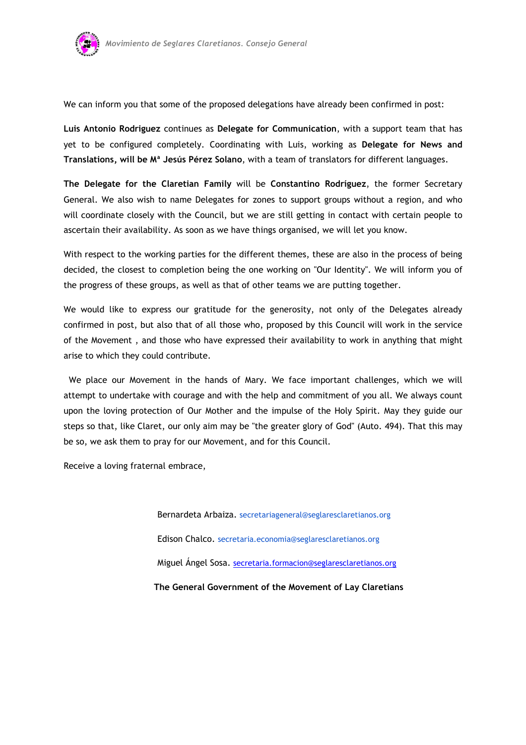We can inform you that some of the proposed delegations have already been confirmed in post:

**Luis Antonio Rodriguez** continues as **Delegate for Communication**, with a support team that has yet to be configured completely. Coordinating with Luis, working as **Delegate for News and Translations, will be Mª Jesús Pérez Solano**, with a team of translators for different languages.

**The Delegate for the Claretian Family** will be **Constantino Rodríguez**, the former Secretary General. We also wish to name Delegates for zones to support groups without a region, and who will coordinate closely with the Council, but we are still getting in contact with certain people to ascertain their availability. As soon as we have things organised, we will let you know.

With respect to the working parties for the different themes, these are also in the process of being decided, the closest to completion being the one working on "Our Identity". We will inform you of the progress of these groups, as well as that of other teams we are putting together.

We would like to express our gratitude for the generosity, not only of the Delegates already confirmed in post, but also that of all those who, proposed by this Council will work in the service of the Movement , and those who have expressed their availability to work in anything that might arise to which they could contribute.

We place our Movement in the hands of Mary. We face important challenges, which we will attempt to undertake with courage and with the help and commitment of you all. We always count upon the loving protection of Our Mother and the impulse of the Holy Spirit. May they guide our steps so that, like Claret, our only aim may be "the greater glory of God" (Auto. 494). That this may be so, we ask them to pray for our Movement, and for this Council.

Receive a loving fraternal embrace,

Bernardeta Arbaiza. secretariageneral@seglaresclaretianos.org

Edison Chalco. secretaria.economia@seglaresclaretianos.org

Miguel Ángel Sosa. secretaria.formacion@seglaresclaretianos.org

**The General Government of the Movement of Lay Claretians**